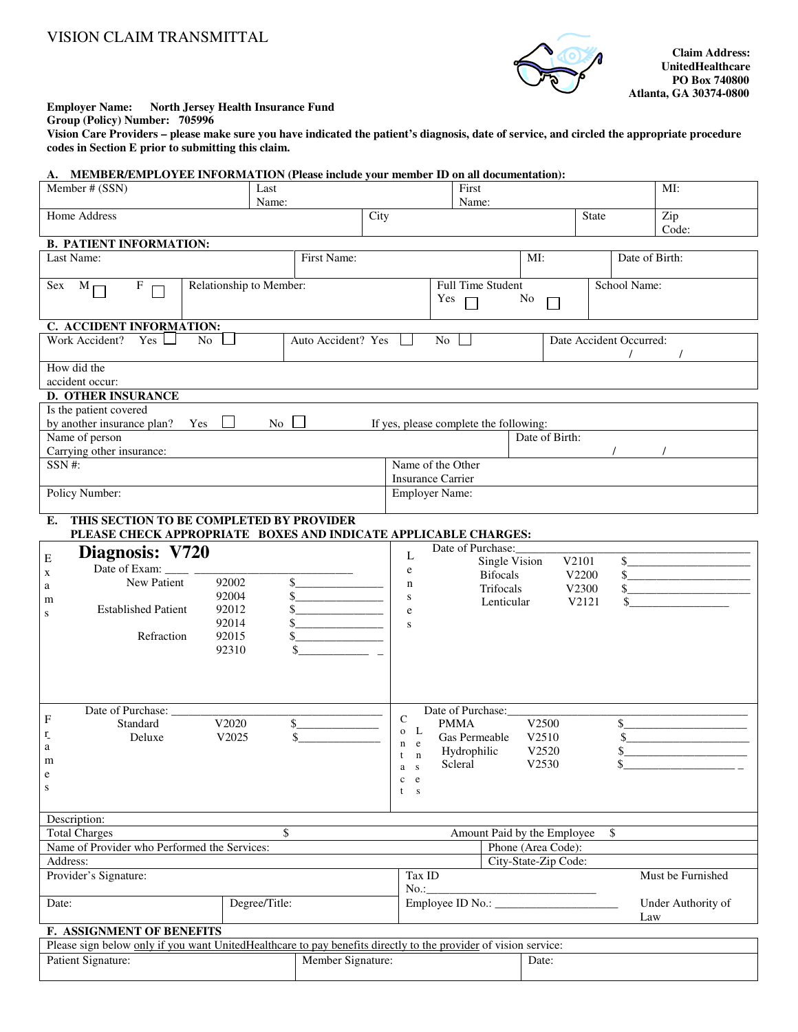# VISION CLAIM TRANSMITTAL

**Claim Address:**
**UnitedHealthcare**
**PO Box 740800**
**Atlanta, GA 30374-0800**

**Employer Name:** **North Jersey Health Insurance Fund**
**Group (Policy) Number: 705996**
**Vision Care Providers – please make sure you have indicated the patient's diagnosis, date of service, and circled the appropriate procedure codes in Section E prior to submitting this claim.**

## A. MEMBER/EMPLOYEE INFORMATION (Please include your member ID on all documentation):

| Member # (SSN) | Last Name: | | First Name: | | MI: |
|---|---|---|---|---|---|
| Home Address | | City | | State | Zip Code: |

## B. PATIENT INFORMATION:

| Last Name: | First Name: | | MI: | Date of Birth: |
|---|---|---|---|---|
| Sex M ☐ F ☐ | Relationship to Member: | Full Time Student Yes ☐ No ☐ | | School Name: |

## C. ACCIDENT INFORMATION:

| Work Accident? Yes ☐ No ☐ | Auto Accident? Yes ☐ No ☐ | Date Accident Occurred: / / |
|---|---|---|
| How did the accident occur: | | |

## D. OTHER INSURANCE

| Is the patient covered by another insurance plan? Yes ☐ No ☐ If yes, please complete the following: | |
|---|---|
| Name of person Carrying other insurance: | Date of Birth: / / |
| SSN #: | Name of the Other Insurance Carrier |
| Policy Number: | Employer Name: |

## E. THIS SECTION TO BE COMPLETED BY PROVIDER
**PLEASE CHECK APPROPRIATE BOXES AND INDICATE APPLICABLE CHARGES:**

**Exams**

**Diagnosis: V720**

Date of Exam: ____ ___________________________

| | Code | Charge |
|---|---|---|
| New Patient | 92002 | $______________ |
| | 92004 | $______________ |
| Established Patient | 92012 | $______________ |
| | 92014 | $______________ |
| Refraction | 92015 | $______________ |
| | 92310 | $______________ |

**Lenses**

Date of Purchase: ______________________________

| | Code | Charge |
|---|---|---|
| Single Vision | V2101 | $______________ |
| Bifocals | V2200 | $______________ |
| Trifocals | V2300 | $______________ |
| Lenticular | V2121 | $______________ |

**Frames**

Date of Purchase: ______________________________

| | Code | Charge |
|---|---|---|
| Standard | V2020 | $______________ |
| Deluxe | V2025 | $______________ |

**Contact Lenses**

Date of Purchase: ______________________________

| | Code | Charge |
|---|---|---|
| PMMA | V2500 | $______________ |
| Gas Permeable | V2510 | $______________ |
| Hydrophilic | V2520 | $______________ |
| Scleral | V2530 | $______________ |

| Description: | | |
|---|---|---|
| Total Charges $ | Amount Paid by the Employee $ | |
| Name of Provider who Performed the Services: | Phone (Area Code): | |
| Address: | City-State-Zip Code: | |
| Provider's Signature: | Tax ID No.:_____________________________ | Must be Furnished |
| Date: Degree/Title: | Employee ID No.: _____________________ | Under Authority of Law |

## F. ASSIGNMENT OF BENEFITS

Please sign below only if you want UnitedHealthcare to pay benefits directly to the provider of vision service:

| Patient Signature: | Member Signature: | Date: |
|---|---|---|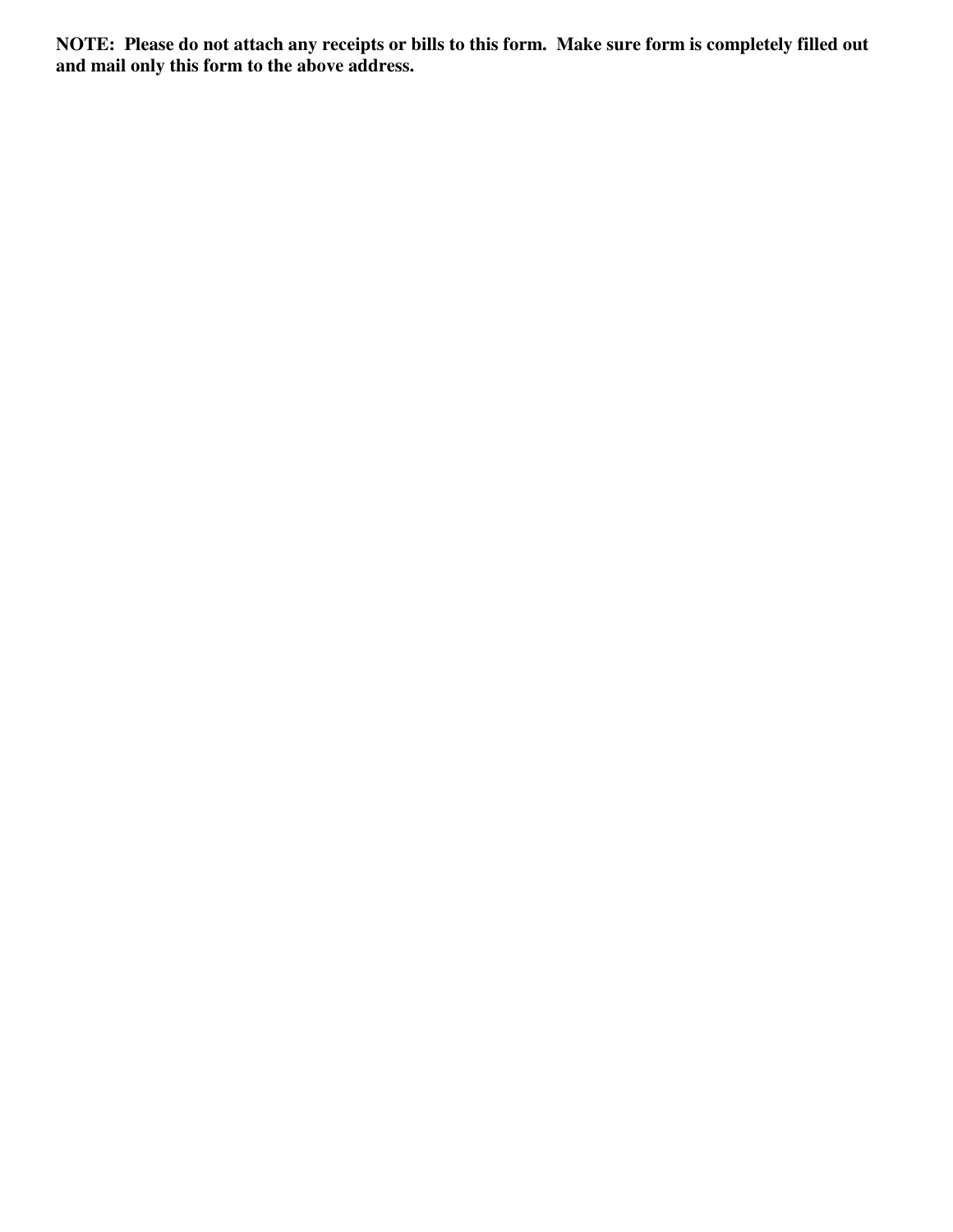**NOTE: Please do not attach any receipts or bills to this form. Make sure form is completely filled out and mail only this form to the above address.**